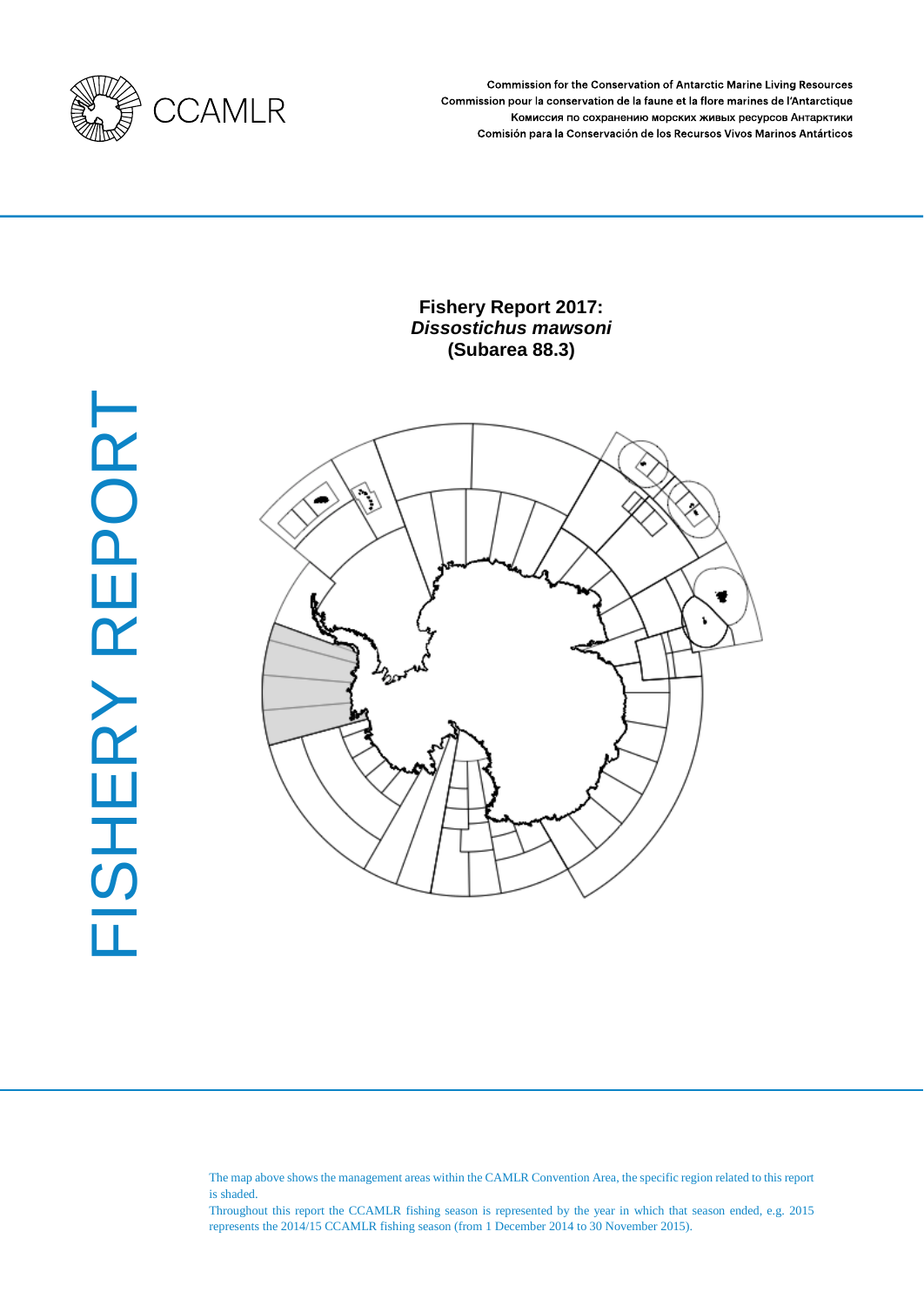CCAMLR

Commission for the Conservation of Antarctic Marine Living Resources
Commission pour la conservation de la faune et la flore marines de l'Antarctique
Комиссия по сохранению морских живых ресурсов Антарктики
Comisión para la Conservación de los Recursos Vivos Marinos Antárticos

FISHERY REPORT

# Fishery Report 2017: *Dissostichus mawsoni* (Subarea 88.3)

The map above shows the management areas within the CAMLR Convention Area, the specific region related to this report is shaded.

Throughout this report the CCAMLR fishing season is represented by the year in which that season ended, e.g. 2015 represents the 2014/15 CCAMLR fishing season (from 1 December 2014 to 30 November 2015).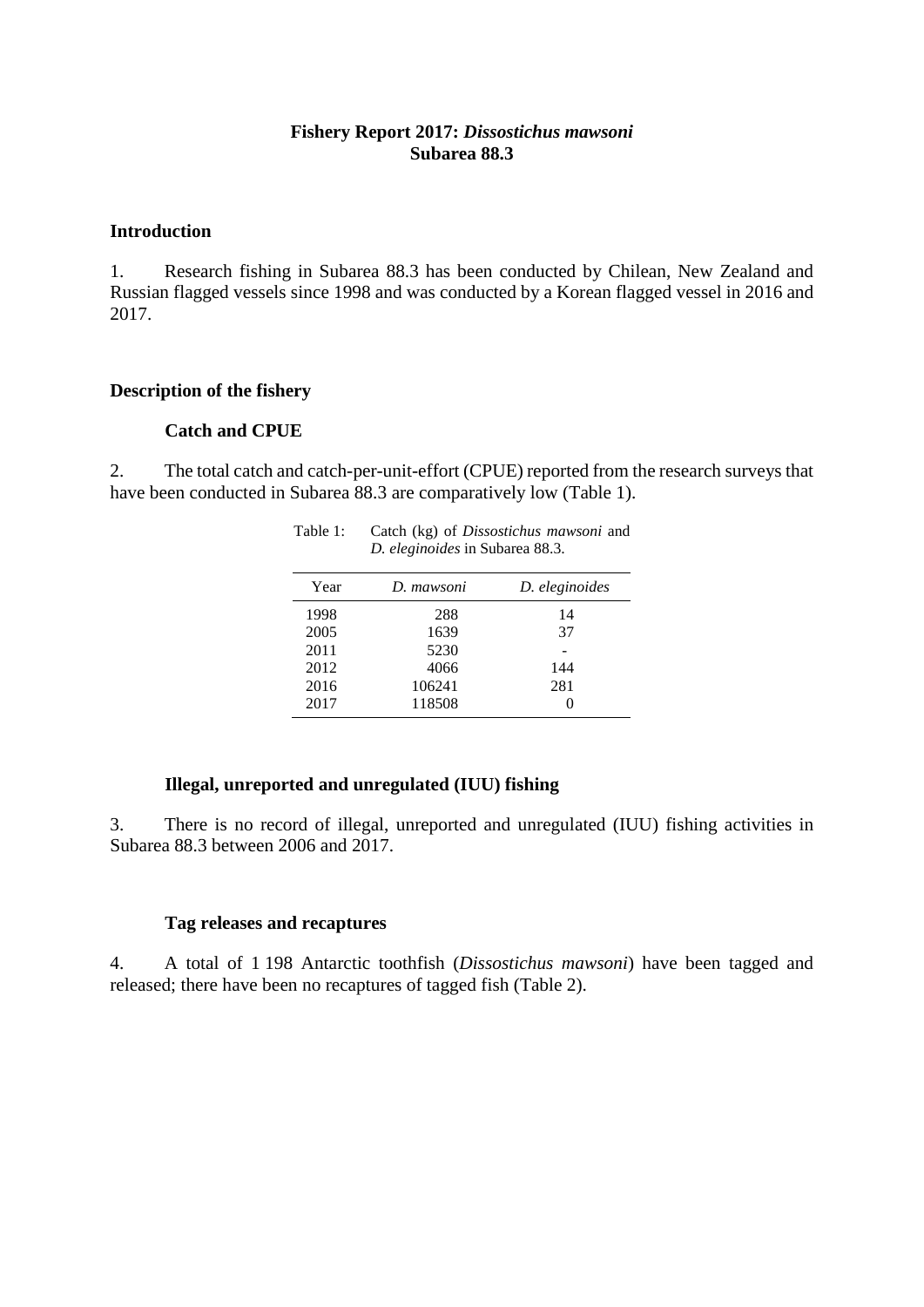**Fishery Report 2017: *Dissostichus mawsoni***
**Subarea 88.3**

## Introduction

1. Research fishing in Subarea 88.3 has been conducted by Chilean, New Zealand and Russian flagged vessels since 1998 and was conducted by a Korean flagged vessel in 2016 and 2017.

## Description of the fishery

### Catch and CPUE

2. The total catch and catch-per-unit-effort (CPUE) reported from the research surveys that have been conducted in Subarea 88.3 are comparatively low (Table 1).

Table 1: Catch (kg) of *Dissostichus mawsoni* and *D. eleginoides* in Subarea 88.3.

| Year | *D. mawsoni* | *D. eleginoides* |
|---|---|---|
| 1998 | 288 | 14 |
| 2005 | 1639 | 37 |
| 2011 | 5230 | - |
| 2012 | 4066 | 144 |
| 2016 | 106241 | 281 |
| 2017 | 118508 | 0 |

### Illegal, unreported and unregulated (IUU) fishing

3. There is no record of illegal, unreported and unregulated (IUU) fishing activities in Subarea 88.3 between 2006 and 2017.

### Tag releases and recaptures

4. A total of 1 198 Antarctic toothfish (*Dissostichus mawsoni*) have been tagged and released; there have been no recaptures of tagged fish (Table 2).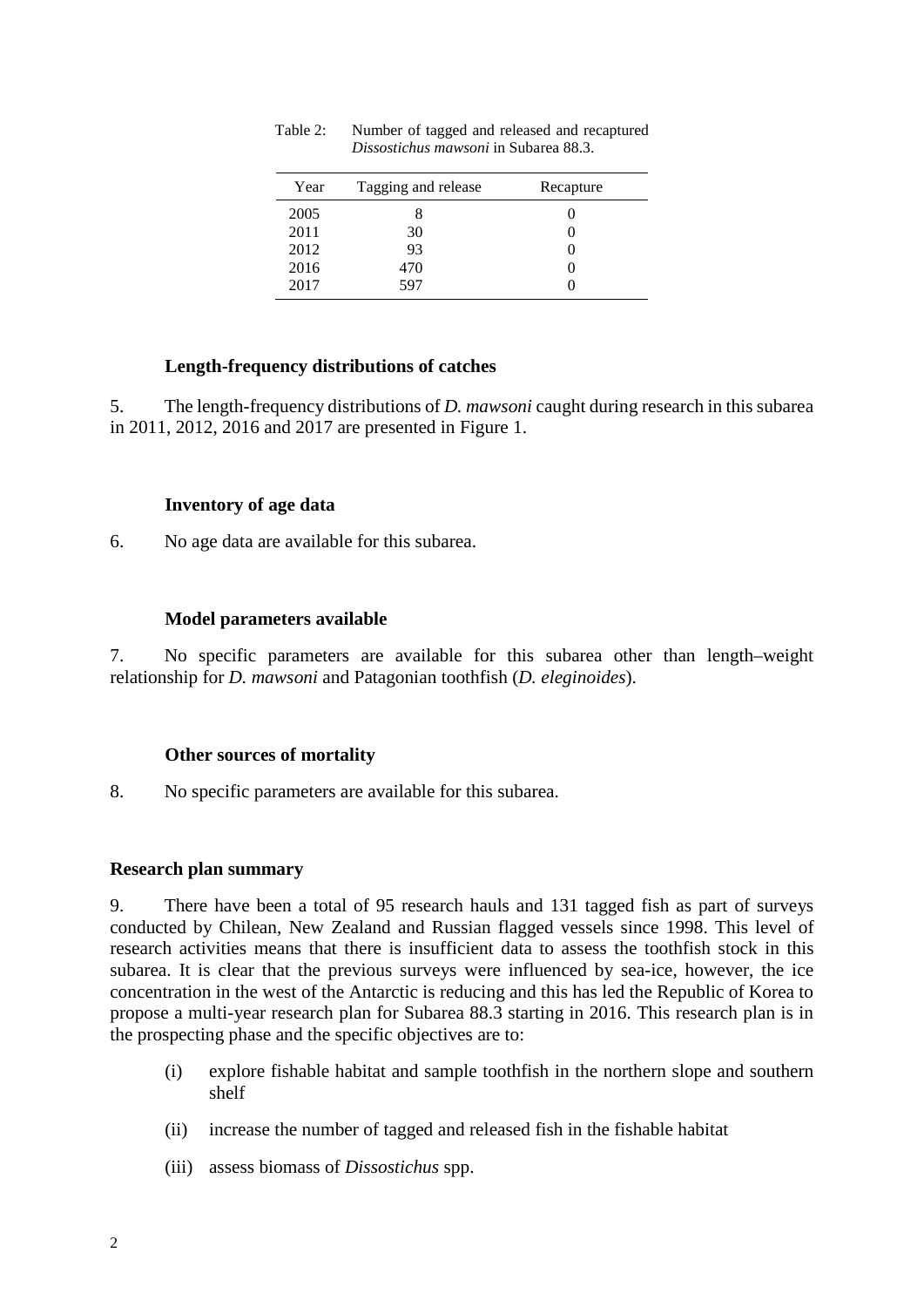Table 2: Number of tagged and released and recaptured *Dissostichus mawsoni* in Subarea 88.3.

| Year | Tagging and release | Recapture |
|---|---|---|
| 2005 | 8 | 0 |
| 2011 | 30 | 0 |
| 2012 | 93 | 0 |
| 2016 | 470 | 0 |
| 2017 | 597 | 0 |

### Length-frequency distributions of catches

5. The length-frequency distributions of *D. mawsoni* caught during research in this subarea in 2011, 2012, 2016 and 2017 are presented in Figure 1.

### Inventory of age data

6. No age data are available for this subarea.

### Model parameters available

7. No specific parameters are available for this subarea other than length–weight relationship for *D. mawsoni* and Patagonian toothfish (*D. eleginoides*).

### Other sources of mortality

8. No specific parameters are available for this subarea.

## Research plan summary

9. There have been a total of 95 research hauls and 131 tagged fish as part of surveys conducted by Chilean, New Zealand and Russian flagged vessels since 1998. This level of research activities means that there is insufficient data to assess the toothfish stock in this subarea. It is clear that the previous surveys were influenced by sea-ice, however, the ice concentration in the west of the Antarctic is reducing and this has led the Republic of Korea to propose a multi-year research plan for Subarea 88.3 starting in 2016. This research plan is in the prospecting phase and the specific objectives are to:

(i) explore fishable habitat and sample toothfish in the northern slope and southern shelf

(ii) increase the number of tagged and released fish in the fishable habitat

(iii) assess biomass of *Dissostichus* spp.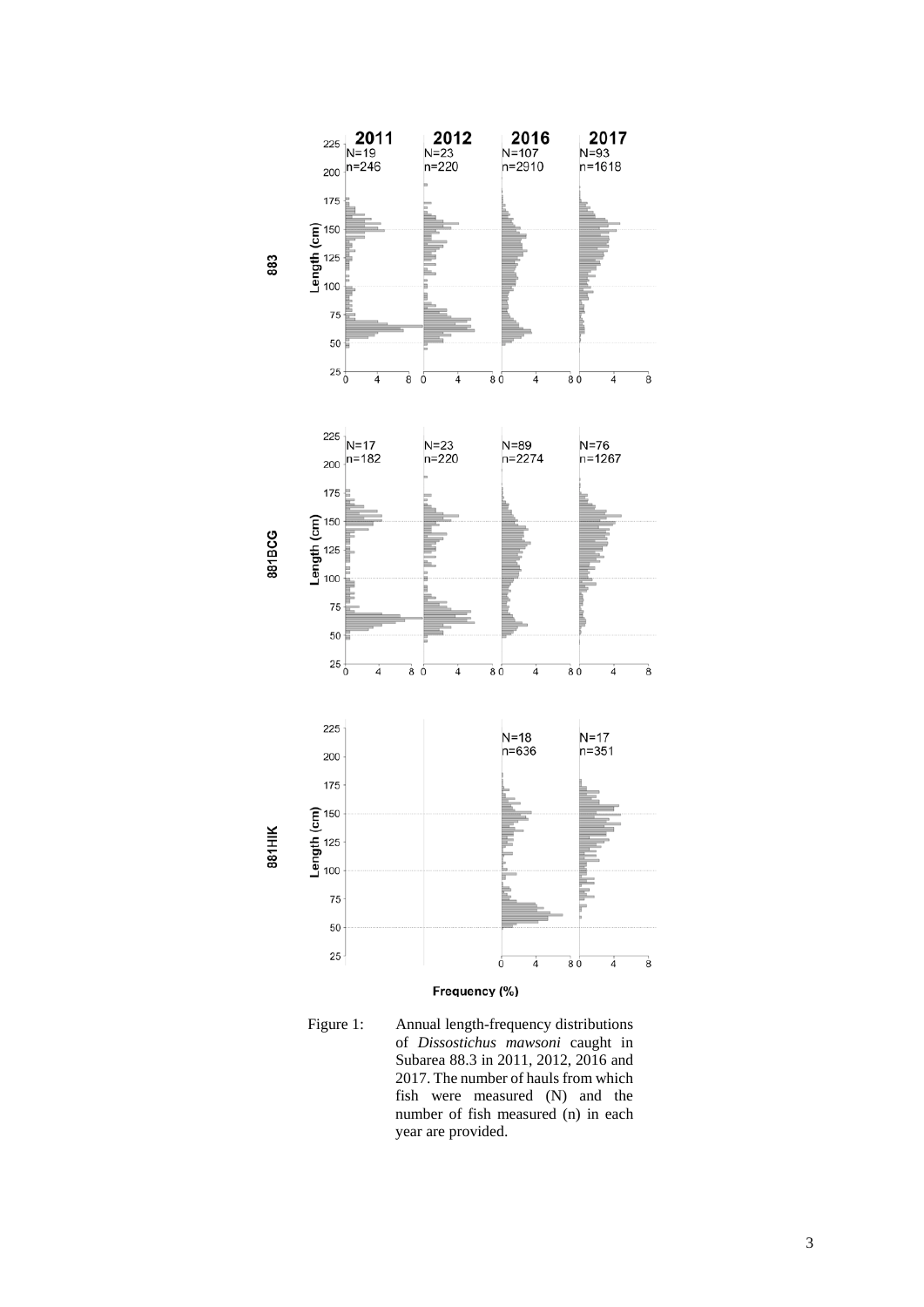Figure 1: Annual length-frequency distributions of *Dissostichus mawsoni* caught in Subarea 88.3 in 2011, 2012, 2016 and 2017. The number of hauls from which fish were measured (N) and the number of fish measured (n) in each year are provided.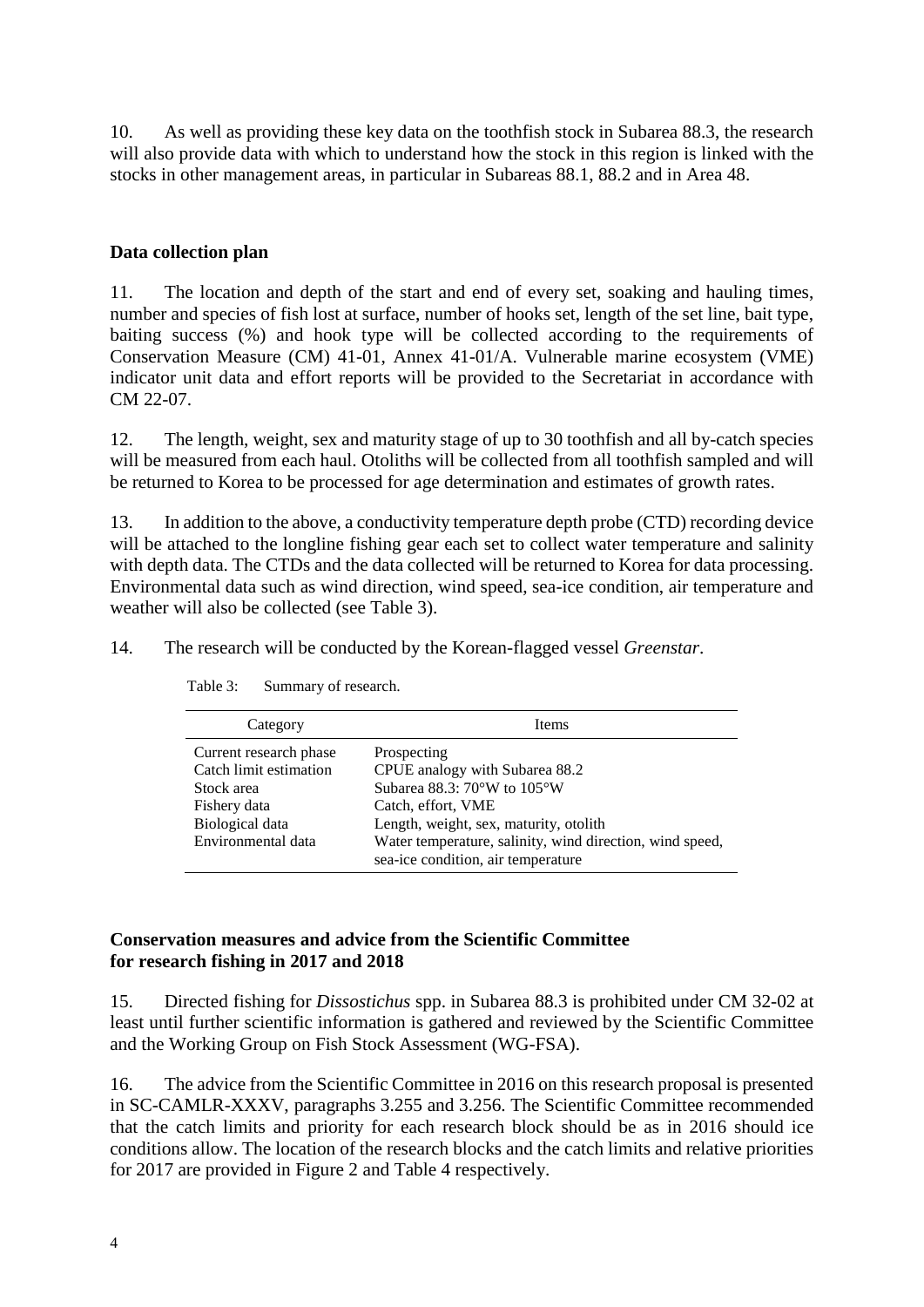10. As well as providing these key data on the toothfish stock in Subarea 88.3, the research will also provide data with which to understand how the stock in this region is linked with the stocks in other management areas, in particular in Subareas 88.1, 88.2 and in Area 48.

## Data collection plan

11. The location and depth of the start and end of every set, soaking and hauling times, number and species of fish lost at surface, number of hooks set, length of the set line, bait type, baiting success (%) and hook type will be collected according to the requirements of Conservation Measure (CM) 41-01, Annex 41-01/A. Vulnerable marine ecosystem (VME) indicator unit data and effort reports will be provided to the Secretariat in accordance with CM 22-07.

12. The length, weight, sex and maturity stage of up to 30 toothfish and all by-catch species will be measured from each haul. Otoliths will be collected from all toothfish sampled and will be returned to Korea to be processed for age determination and estimates of growth rates.

13. In addition to the above, a conductivity temperature depth probe (CTD) recording device will be attached to the longline fishing gear each set to collect water temperature and salinity with depth data. The CTDs and the data collected will be returned to Korea for data processing. Environmental data such as wind direction, wind speed, sea-ice condition, air temperature and weather will also be collected (see Table 3).

14. The research will be conducted by the Korean-flagged vessel *Greenstar*.

Table 3: Summary of research.

| Category | Items |
|---|---|
| Current research phase | Prospecting |
| Catch limit estimation | CPUE analogy with Subarea 88.2 |
| Stock area | Subarea 88.3: 70°W to 105°W |
| Fishery data | Catch, effort, VME |
| Biological data | Length, weight, sex, maturity, otolith |
| Environmental data | Water temperature, salinity, wind direction, wind speed, sea-ice condition, air temperature |

## Conservation measures and advice from the Scientific Committee for research fishing in 2017 and 2018

15. Directed fishing for *Dissostichus* spp. in Subarea 88.3 is prohibited under CM 32-02 at least until further scientific information is gathered and reviewed by the Scientific Committee and the Working Group on Fish Stock Assessment (WG-FSA).

16. The advice from the Scientific Committee in 2016 on this research proposal is presented in SC-CAMLR-XXXV, paragraphs 3.255 and 3.256. The Scientific Committee recommended that the catch limits and priority for each research block should be as in 2016 should ice conditions allow. The location of the research blocks and the catch limits and relative priorities for 2017 are provided in Figure 2 and Table 4 respectively.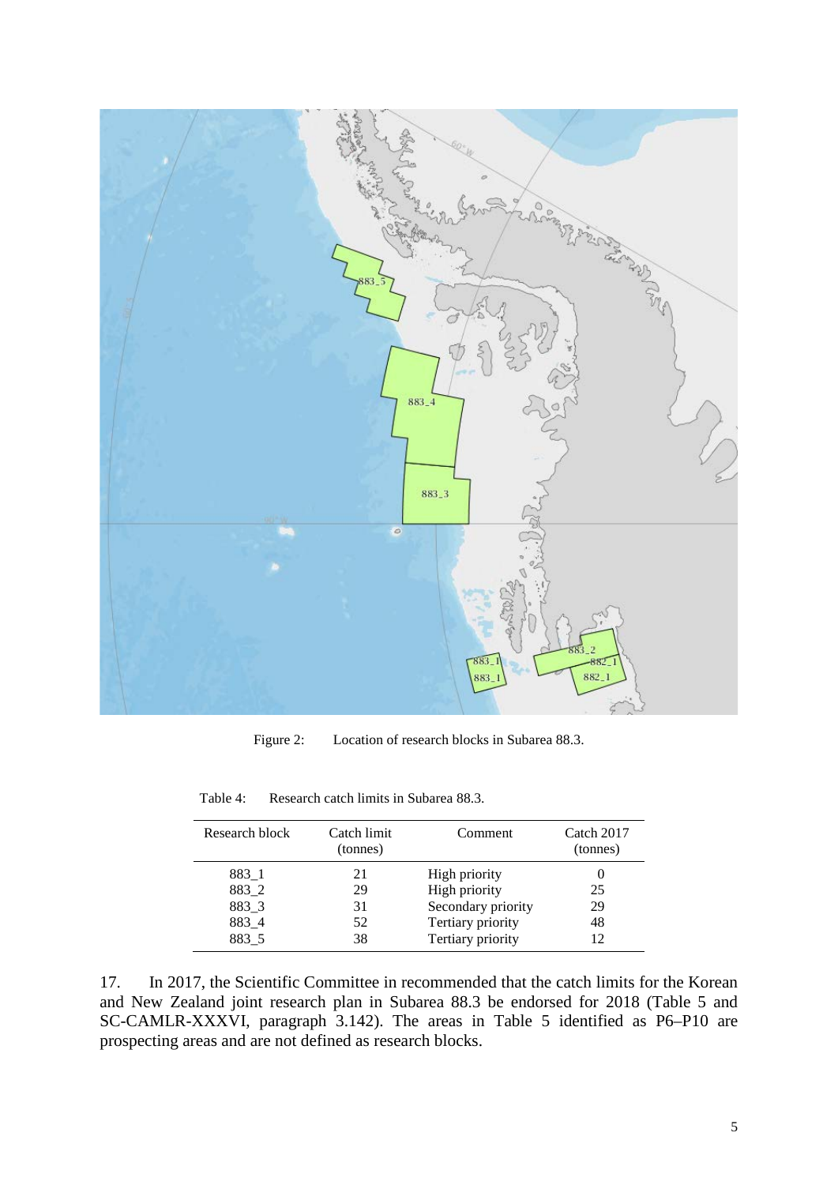Figure 2: Location of research blocks in Subarea 88.3.

Table 4: Research catch limits in Subarea 88.3.

| Research block | Catch limit (tonnes) | Comment | Catch 2017 (tonnes) |
|---|---|---|---|
| 883_1 | 21 | High priority | 0 |
| 883_2 | 29 | High priority | 25 |
| 883_3 | 31 | Secondary priority | 29 |
| 883_4 | 52 | Tertiary priority | 48 |
| 883_5 | 38 | Tertiary priority | 12 |

17. In 2017, the Scientific Committee in recommended that the catch limits for the Korean and New Zealand joint research plan in Subarea 88.3 be endorsed for 2018 (Table 5 and SC-CAMLR-XXXVI, paragraph 3.142). The areas in Table 5 identified as P6–P10 are prospecting areas and are not defined as research blocks.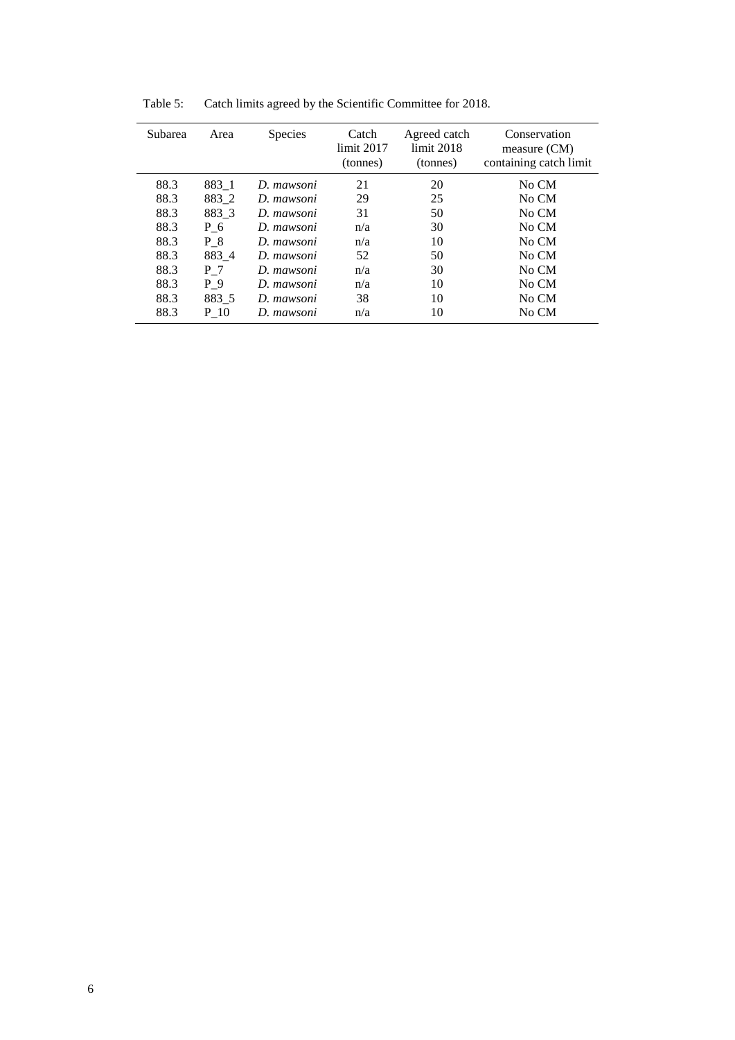Table 5: Catch limits agreed by the Scientific Committee for 2018.

| Subarea | Area | Species | Catch limit 2017 (tonnes) | Agreed catch limit 2018 (tonnes) | Conservation measure (CM) containing catch limit |
|---|---|---|---|---|---|
| 88.3 | 883_1 | *D. mawsoni* | 21 | 20 | No CM |
| 88.3 | 883_2 | *D. mawsoni* | 29 | 25 | No CM |
| 88.3 | 883_3 | *D. mawsoni* | 31 | 50 | No CM |
| 88.3 | P_6 | *D. mawsoni* | n/a | 30 | No CM |
| 88.3 | P_8 | *D. mawsoni* | n/a | 10 | No CM |
| 88.3 | 883_4 | *D. mawsoni* | 52 | 50 | No CM |
| 88.3 | P_7 | *D. mawsoni* | n/a | 30 | No CM |
| 88.3 | P_9 | *D. mawsoni* | n/a | 10 | No CM |
| 88.3 | 883_5 | *D. mawsoni* | 38 | 10 | No CM |
| 88.3 | P_10 | *D. mawsoni* | n/a | 10 | No CM |